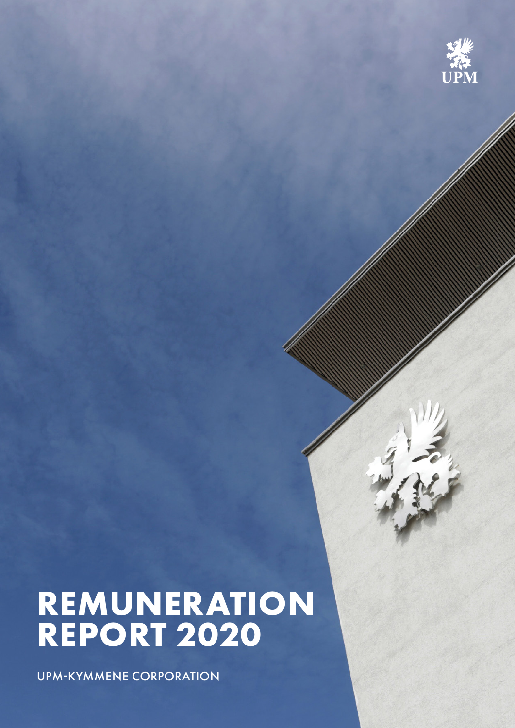UPM

# REMUNERATION REPORT 2020

UPM-KYMMENE CORPORATION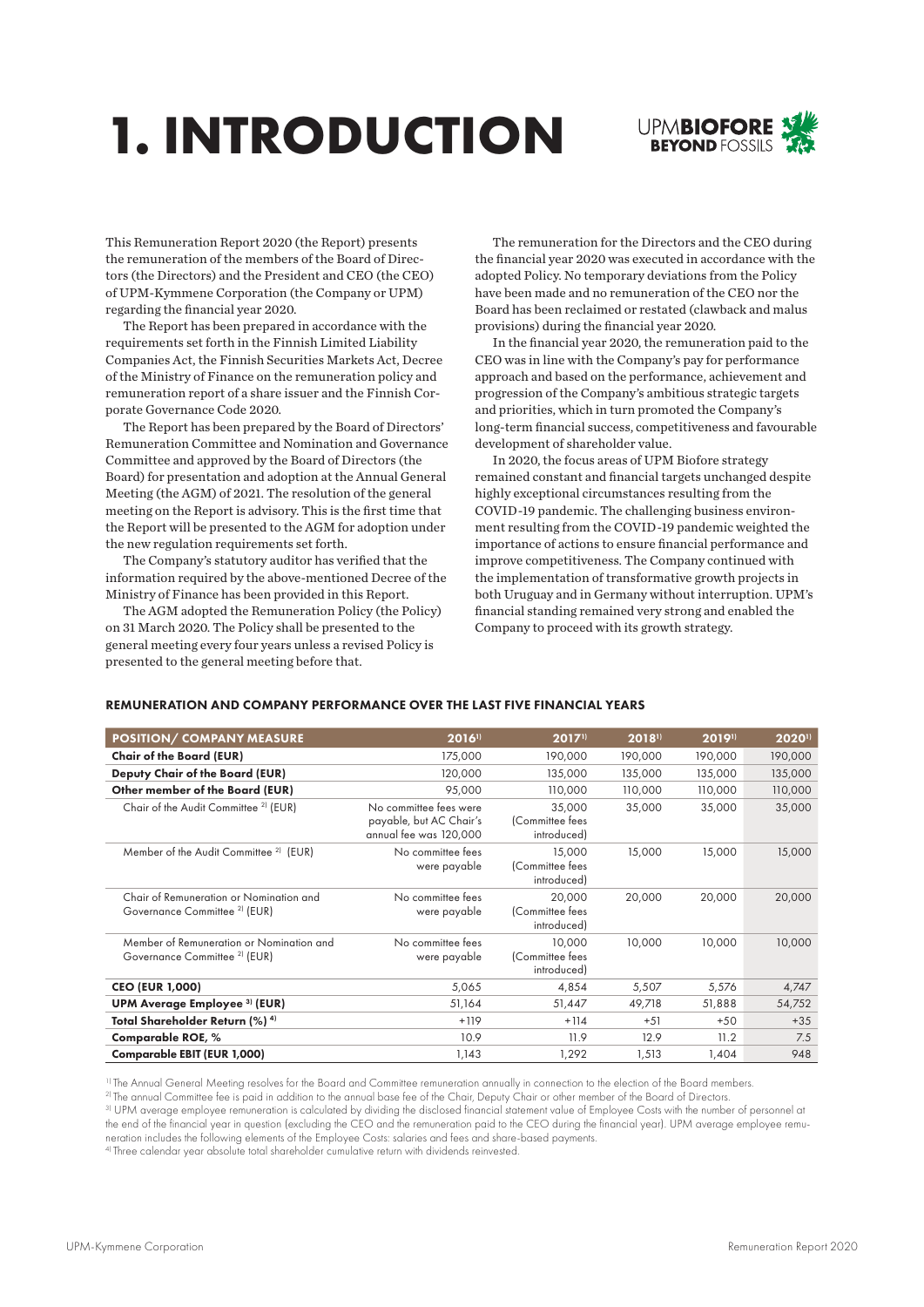# 1. INTRODUCTION

UPM**BIOFORE** **BEYOND** FOSSILS

This Remuneration Report 2020 (the Report) presents the remuneration of the members of the Board of Directors (the Directors) and the President and CEO (the CEO) of UPM-Kymmene Corporation (the Company or UPM) regarding the financial year 2020.

The Report has been prepared in accordance with the requirements set forth in the Finnish Limited Liability Companies Act, the Finnish Securities Markets Act, Decree of the Ministry of Finance on the remuneration policy and remuneration report of a share issuer and the Finnish Corporate Governance Code 2020.

The Report has been prepared by the Board of Directors' Remuneration Committee and Nomination and Governance Committee and approved by the Board of Directors (the Board) for presentation and adoption at the Annual General Meeting (the AGM) of 2021. The resolution of the general meeting on the Report is advisory. This is the first time that the Report will be presented to the AGM for adoption under the new regulation requirements set forth.

The Company's statutory auditor has verified that the information required by the above-mentioned Decree of the Ministry of Finance has been provided in this Report.

The AGM adopted the Remuneration Policy (the Policy) on 31 March 2020. The Policy shall be presented to the general meeting every four years unless a revised Policy is presented to the general meeting before that.

The remuneration for the Directors and the CEO during the financial year 2020 was executed in accordance with the adopted Policy. No temporary deviations from the Policy have been made and no remuneration of the CEO nor the Board has been reclaimed or restated (clawback and malus provisions) during the financial year 2020.

In the financial year 2020, the remuneration paid to the CEO was in line with the Company's pay for performance approach and based on the performance, achievement and progression of the Company's ambitious strategic targets and priorities, which in turn promoted the Company's long-term financial success, competitiveness and favourable development of shareholder value.

In 2020, the focus areas of UPM Biofore strategy remained constant and financial targets unchanged despite highly exceptional circumstances resulting from the COVID-19 pandemic. The challenging business environment resulting from the COVID-19 pandemic weighted the importance of actions to ensure financial performance and improve competitiveness. The Company continued with the implementation of transformative growth projects in both Uruguay and in Germany without interruption. UPM's financial standing remained very strong and enabled the Company to proceed with its growth strategy.

## REMUNERATION AND COMPANY PERFORMANCE OVER THE LAST FIVE FINANCIAL YEARS

| POSITION/ COMPANY MEASURE | 2016[1] | 2017[1] | 2018[1] | 2019[1] | 2020[1] |
|---|---|---|---|---|---|
| **Chair of the Board (EUR)** | 175,000 | 190,000 | 190,000 | 190,000 | 190,000 |
| **Deputy Chair of the Board (EUR)** | 120,000 | 135,000 | 135,000 | 135,000 | 135,000 |
| **Other member of the Board (EUR)** | 95,000 | 110,000 | 110,000 | 110,000 | 110,000 |
| Chair of the Audit Committee [2] (EUR) | No committee fees were payable, but AC Chair's annual fee was 120,000 | 35,000 (Committee fees introduced) | 35,000 | 35,000 | 35,000 |
| Member of the Audit Committee [2] (EUR) | No committee fees were payable | 15,000 (Committee fees introduced) | 15,000 | 15,000 | 15,000 |
| Chair of Remuneration or Nomination and Governance Committee [2] (EUR) | No committee fees were payable | 20,000 (Committee fees introduced) | 20,000 | 20,000 | 20,000 |
| Member of Remuneration or Nomination and Governance Committee [2] (EUR) | No committee fees were payable | 10,000 (Committee fees introduced) | 10,000 | 10,000 | 10,000 |
| **CEO (EUR 1,000)** | 5,065 | 4,854 | 5,507 | 5,576 | 4,747 |
| **UPM Average Employee [3] (EUR)** | 51,164 | 51,447 | 49,718 | 51,888 | 54,752 |
| **Total Shareholder Return (%) [4]** | +119 | +114 | +51 | +50 | +35 |
| **Comparable ROE, %** | 10.9 | 11.9 | 12.9 | 11.2 | 7.5 |
| **Comparable EBIT (EUR 1,000)** | 1,143 | 1,292 | 1,513 | 1,404 | 948 |

[1] The Annual General Meeting resolves for the Board and Committee remuneration annually in connection to the election of the Board members.
[2] The annual Committee fee is paid in addition to the annual base fee of the Chair, Deputy Chair or other member of the Board of Directors.
[3] UPM average employee remuneration is calculated by dividing the disclosed financial statement value of Employee Costs with the number of personnel at the end of the financial year in question (excluding the CEO and the remuneration paid to the CEO during the financial year). UPM average employee remuneration includes the following elements of the Employee Costs: salaries and fees and share-based payments.
[4] Three calendar year absolute total shareholder cumulative return with dividends reinvested.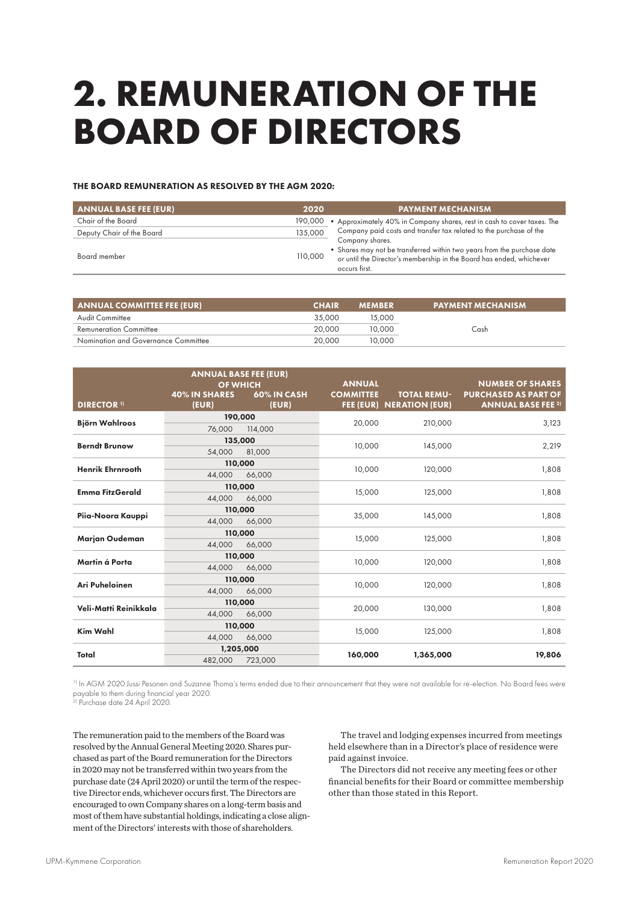# 2. REMUNERATION OF THE BOARD OF DIRECTORS

**THE BOARD REMUNERATION AS RESOLVED BY THE AGM 2020:**

| ANNUAL BASE FEE (EUR) | 2020 | PAYMENT MECHANISM |
|---|---|---|
| Chair of the Board | 190,000 | • Approximately 40% in Company shares, rest in cash to cover taxes. The Company paid costs and transfer tax related to the purchase of the Company shares.<br>• Shares may not be transferred within two years from the purchase date or until the Director's membership in the Board has ended, whichever occurs first. |
| Deputy Chair of the Board | 135,000 | |
| Board member | 110,000 | |

| ANNUAL COMMITTEE FEE (EUR) | CHAIR | MEMBER | PAYMENT MECHANISM |
|---|---|---|---|
| Audit Committee | 35,000 | 15,000 | Cash |
| Remuneration Committee | 20,000 | 10,000 | |
| Nomination and Governance Committee | 20,000 | 10,000 | |

| DIRECTOR [1] | ANNUAL BASE FEE (EUR) | | ANNUAL COMMITTEE FEE (EUR) | TOTAL REMUNERATION (EUR) | NUMBER OF SHARES PURCHASED AS PART OF ANNUAL BASE FEE [2] |
|---|---|---|---|---|---|
| | OF WHICH 40% IN SHARES (EUR) | 60% IN CASH (EUR) | | | |
| **Björn Wahlroos** | **190,000** | | 20,000 | 210,000 | 3,123 |
| | 76,000 | 114,000 | | | |
| **Berndt Brunow** | **135,000** | | 10,000 | 145,000 | 2,219 |
| | 54,000 | 81,000 | | | |
| **Henrik Ehrnrooth** | **110,000** | | 10,000 | 120,000 | 1,808 |
| | 44,000 | 66,000 | | | |
| **Emma FitzGerald** | **110,000** | | 15,000 | 125,000 | 1,808 |
| | 44,000 | 66,000 | | | |
| **Piia-Noora Kauppi** | **110,000** | | 35,000 | 145,000 | 1,808 |
| | 44,000 | 66,000 | | | |
| **Marjan Oudeman** | **110,000** | | 15,000 | 125,000 | 1,808 |
| | 44,000 | 66,000 | | | |
| **Martin á Porta** | **110,000** | | 10,000 | 120,000 | 1,808 |
| | 44,000 | 66,000 | | | |
| **Ari Puheloinen** | **110,000** | | 10,000 | 120,000 | 1,808 |
| | 44,000 | 66,000 | | | |
| **Veli-Matti Reinikkala** | **110,000** | | 20,000 | 130,000 | 1,808 |
| | 44,000 | 66,000 | | | |
| **Kim Wahl** | **110,000** | | 15,000 | 125,000 | 1,808 |
| | 44,000 | 66,000 | | | |
| **Total** | **1,205,000** | | **160,000** | **1,365,000** | **19,806** |
| | 482,000 | 723,000 | | | |

[1] In AGM 2020 Jussi Pesonen and Suzanne Thoma's terms ended due to their announcement that they were not available for re-election. No Board fees were payable to them during financial year 2020.
[2] Purchase date 24 April 2020.

The remuneration paid to the members of the Board was resolved by the Annual General Meeting 2020. Shares purchased as part of the Board remuneration for the Directors in 2020 may not be transferred within two years from the purchase date (24 April 2020) or until the term of the respective Director ends, whichever occurs first. The Directors are encouraged to own Company shares on a long-term basis and most of them have substantial holdings, indicating a close alignment of the Directors' interests with those of shareholders.

The travel and lodging expenses incurred from meetings held elsewhere than in a Director's place of residence were paid against invoice.

The Directors did not receive any meeting fees or other financial benefits for their Board or committee membership other than those stated in this Report.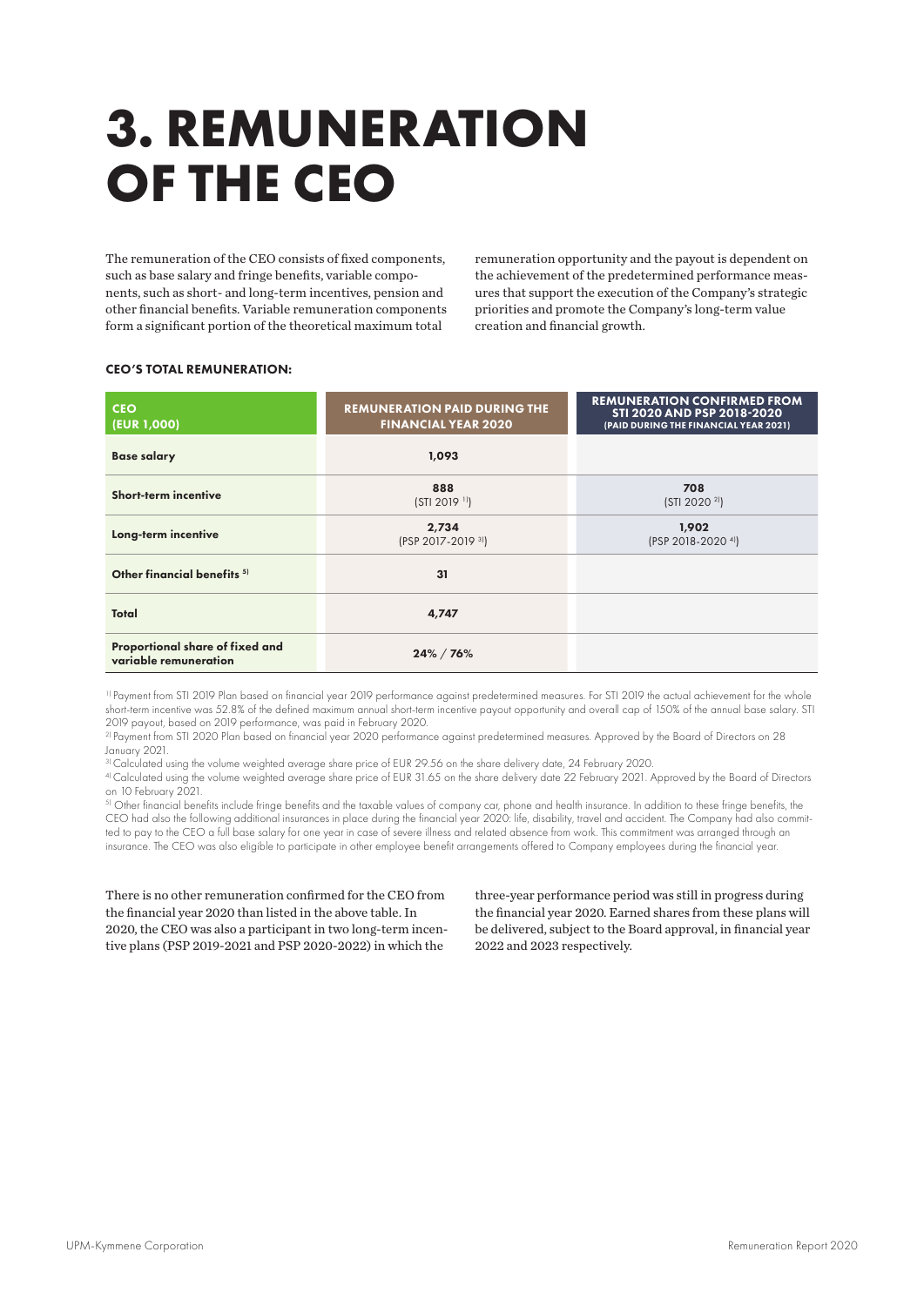# 3. REMUNERATION OF THE CEO

The remuneration of the CEO consists of fixed components, such as base salary and fringe benefits, variable components, such as short- and long-term incentives, pension and other financial benefits. Variable remuneration components form a significant portion of the theoretical maximum total remuneration opportunity and the payout is dependent on the achievement of the predetermined performance measures that support the execution of the Company's strategic priorities and promote the Company's long-term value creation and financial growth.

**CEO'S TOTAL REMUNERATION:**

| CEO (EUR 1,000) | REMUNERATION PAID DURING THE FINANCIAL YEAR 2020 | REMUNERATION CONFIRMED FROM STI 2020 AND PSP 2018-2020 (PAID DURING THE FINANCIAL YEAR 2021) |
|---|---|---|
| **Base salary** | 1,093 | |
| **Short-term incentive** | 888 (STI 2019 [1]) | 708 (STI 2020 [2]) |
| **Long-term incentive** | 2,734 (PSP 2017-2019 [3]) | 1,902 (PSP 2018-2020 [4]) |
| **Other financial benefits [5]** | 31 | |
| **Total** | 4,747 | |
| **Proportional share of fixed and variable remuneration** | 24% / 76% | |

[1] Payment from STI 2019 Plan based on financial year 2019 performance against predetermined measures. For STI 2019 the actual achievement for the whole short-term incentive was 52.8% of the defined maximum annual short-term incentive payout opportunity and overall cap of 150% of the annual base salary. STI 2019 payout, based on 2019 performance, was paid in February 2020.

[2] Payment from STI 2020 Plan based on financial year 2020 performance against predetermined measures. Approved by the Board of Directors on 28 January 2021.

[3] Calculated using the volume weighted average share price of EUR 29.56 on the share delivery date, 24 February 2020.

[4] Calculated using the volume weighted average share price of EUR 31.65 on the share delivery date 22 February 2021. Approved by the Board of Directors on 10 February 2021.

[5] Other financial benefits include fringe benefits and the taxable values of company car, phone and health insurance. In addition to these fringe benefits, the CEO had also the following additional insurances in place during the financial year 2020: life, disability, travel and accident. The Company had also committed to pay to the CEO a full base salary for one year in case of severe illness and related absence from work. This commitment was arranged through an insurance. The CEO was also eligible to participate in other employee benefit arrangements offered to Company employees during the financial year.

There is no other remuneration confirmed for the CEO from the financial year 2020 than listed in the above table. In 2020, the CEO was also a participant in two long-term incentive plans (PSP 2019-2021 and PSP 2020-2022) in which the three-year performance period was still in progress during the financial year 2020. Earned shares from these plans will be delivered, subject to the Board approval, in financial year 2022 and 2023 respectively.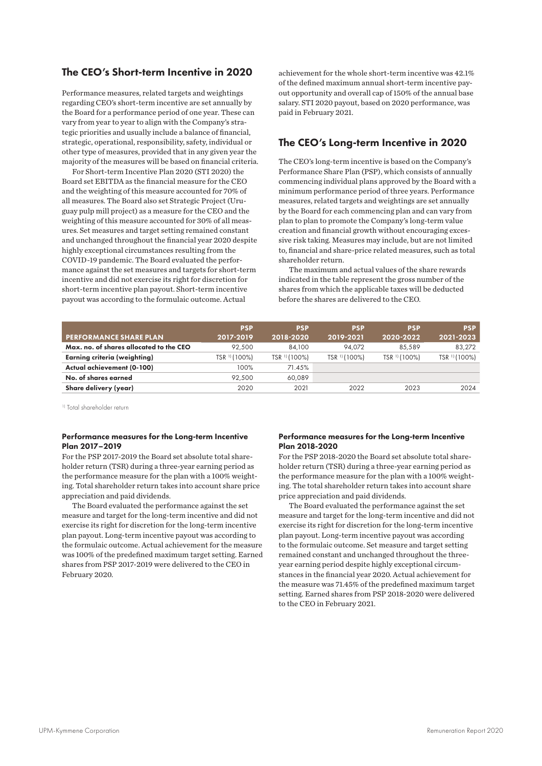## The CEO's Short-term Incentive in 2020

Performance measures, related targets and weightings regarding CEO's short-term incentive are set annually by the Board for a performance period of one year. These can vary from year to year to align with the Company's strategic priorities and usually include a balance of financial, strategic, operational, responsibility, safety, individual or other type of measures, provided that in any given year the majority of the measures will be based on financial criteria.

For Short-term Incentive Plan 2020 (STI 2020) the Board set EBITDA as the financial measure for the CEO and the weighting of this measure accounted for 70% of all measures. The Board also set Strategic Project (Uruguay pulp mill project) as a measure for the CEO and the weighting of this measure accounted for 30% of all measures. Set measures and target setting remained constant and unchanged throughout the financial year 2020 despite highly exceptional circumstances resulting from the COVID-19 pandemic. The Board evaluated the performance against the set measures and targets for short-term incentive and did not exercise its right for discretion for short-term incentive plan payout. Short-term incentive payout was according to the formulaic outcome. Actual achievement for the whole short-term incentive was 42.1% of the defined maximum annual short-term incentive payout opportunity and overall cap of 150% of the annual base salary. STI 2020 payout, based on 2020 performance, was paid in February 2021.

## The CEO's Long-term Incentive in 2020

The CEO's long-term incentive is based on the Company's Performance Share Plan (PSP), which consists of annually commencing individual plans approved by the Board with a minimum performance period of three years. Performance measures, related targets and weightings are set annually by the Board for each commencing plan and can vary from plan to plan to promote the Company's long-term value creation and financial growth without encouraging excessive risk taking. Measures may include, but are not limited to, financial and share-price related measures, such as total shareholder return.

The maximum and actual values of the share rewards indicated in the table represent the gross number of the shares from which the applicable taxes will be deducted before the shares are delivered to the CEO.

| PERFORMANCE SHARE PLAN | PSP 2017-2019 | PSP 2018-2020 | PSP 2019-2021 | PSP 2020-2022 | PSP 2021-2023 |
|---|---|---|---|---|---|
| Max. no. of shares allocated to the CEO | 92,500 | 84,100 | 94,072 | 85,589 | 83,272 |
| Earning criteria (weighting) | TSR [1] (100%) | TSR [1] (100%) | TSR [1] (100%) | TSR [1] (100%) | TSR [1] (100%) |
| Actual achievement (0-100) | 100% | 71.45% | | | |
| No. of shares earned | 92,500 | 60,089 | | | |
| Share delivery (year) | 2020 | 2021 | 2022 | 2023 | 2024 |

[1] Total shareholder return

#### Performance measures for the Long-term Incentive Plan 2017–2019

For the PSP 2017-2019 the Board set absolute total shareholder return (TSR) during a three-year earning period as the performance measure for the plan with a 100% weighting. Total shareholder return takes into account share price appreciation and paid dividends.

The Board evaluated the performance against the set measure and target for the long-term incentive and did not exercise its right for discretion for the long-term incentive plan payout. Long-term incentive payout was according to the formulaic outcome. Actual achievement for the measure was 100% of the predefined maximum target setting. Earned shares from PSP 2017-2019 were delivered to the CEO in February 2020.

#### Performance measures for the Long-term Incentive Plan 2018-2020

For the PSP 2018-2020 the Board set absolute total shareholder return (TSR) during a three-year earning period as the performance measure for the plan with a 100% weighting. The total shareholder return takes into account share price appreciation and paid dividends.

The Board evaluated the performance against the set measure and target for the long-term incentive and did not exercise its right for discretion for the long-term incentive plan payout. Long-term incentive payout was according to the formulaic outcome. Set measure and target setting remained constant and unchanged throughout the three-year earning period despite highly exceptional circumstances in the financial year 2020. Actual achievement for the measure was 71.45% of the predefined maximum target setting. Earned shares from PSP 2018-2020 were delivered to the CEO in February 2021.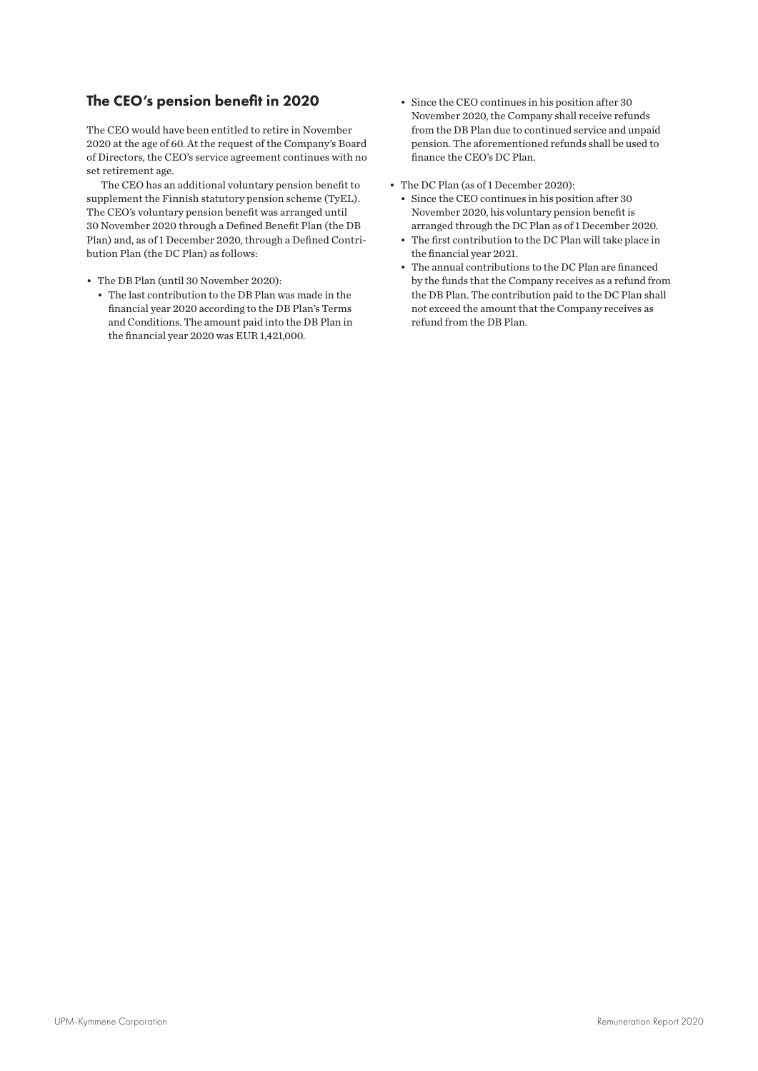## The CEO's pension benefit in 2020

The CEO would have been entitled to retire in November 2020 at the age of 60. At the request of the Company's Board of Directors, the CEO's service agreement continues with no set retirement age.

The CEO has an additional voluntary pension benefit to supplement the Finnish statutory pension scheme (TyEL). The CEO's voluntary pension benefit was arranged until 30 November 2020 through a Defined Benefit Plan (the DB Plan) and, as of 1 December 2020, through a Defined Contribution Plan (the DC Plan) as follows:

- The DB Plan (until 30 November 2020):
  - The last contribution to the DB Plan was made in the financial year 2020 according to the DB Plan's Terms and Conditions. The amount paid into the DB Plan in the financial year 2020 was EUR 1,421,000.
  - Since the CEO continues in his position after 30 November 2020, the Company shall receive refunds from the DB Plan due to continued service and unpaid pension. The aforementioned refunds shall be used to finance the CEO's DC Plan.
- The DC Plan (as of 1 December 2020):
  - Since the CEO continues in his position after 30 November 2020, his voluntary pension benefit is arranged through the DC Plan as of 1 December 2020.
  - The first contribution to the DC Plan will take place in the financial year 2021.
  - The annual contributions to the DC Plan are financed by the funds that the Company receives as a refund from the DB Plan. The contribution paid to the DC Plan shall not exceed the amount that the Company receives as refund from the DB Plan.